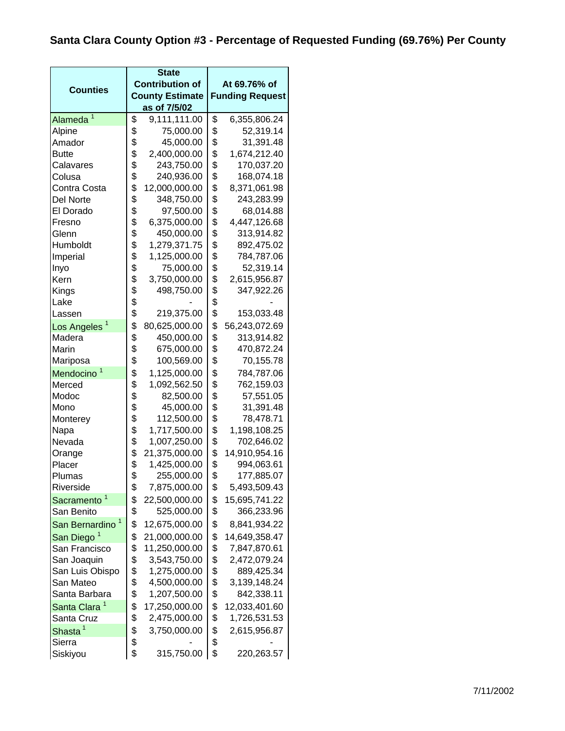## Santa Clara County Option #3 - Percentage of Requested Funding (69.76%) Per County

| Counties | State Contribution of County Estimate as of 7/5/02 | At 69.76% of Funding Request |
|---|---|---|
| Alameda [1] | $ 9,111,111.00 | $ 6,355,806.24 |
| Alpine | $ 75,000.00 | $ 52,319.14 |
| Amador | $ 45,000.00 | $ 31,391.48 |
| Butte | $ 2,400,000.00 | $ 1,674,212.40 |
| Calavares | $ 243,750.00 | $ 170,037.20 |
| Colusa | $ 240,936.00 | $ 168,074.18 |
| Contra Costa | $ 12,000,000.00 | $ 8,371,061.98 |
| Del Norte | $ 348,750.00 | $ 243,283.99 |
| El Dorado | $ 97,500.00 | $ 68,014.88 |
| Fresno | $ 6,375,000.00 | $ 4,447,126.68 |
| Glenn | $ 450,000.00 | $ 313,914.82 |
| Humboldt | $ 1,279,371.75 | $ 892,475.02 |
| Imperial | $ 1,125,000.00 | $ 784,787.06 |
| Inyo | $ 75,000.00 | $ 52,319.14 |
| Kern | $ 3,750,000.00 | $ 2,615,956.87 |
| Kings | $ 498,750.00 | $ 347,922.26 |
| Lake | $ - | $ - |
| Lassen | $ 219,375.00 | $ 153,033.48 |
| Los Angeles [1] | $ 80,625,000.00 | $ 56,243,072.69 |
| Madera | $ 450,000.00 | $ 313,914.82 |
| Marin | $ 675,000.00 | $ 470,872.24 |
| Mariposa | $ 100,569.00 | $ 70,155.78 |
| Mendocino [1] | $ 1,125,000.00 | $ 784,787.06 |
| Merced | $ 1,092,562.50 | $ 762,159.03 |
| Modoc | $ 82,500.00 | $ 57,551.05 |
| Mono | $ 45,000.00 | $ 31,391.48 |
| Monterey | $ 112,500.00 | $ 78,478.71 |
| Napa | $ 1,717,500.00 | $ 1,198,108.25 |
| Nevada | $ 1,007,250.00 | $ 702,646.02 |
| Orange | $ 21,375,000.00 | $ 14,910,954.16 |
| Placer | $ 1,425,000.00 | $ 994,063.61 |
| Plumas | $ 255,000.00 | $ 177,885.07 |
| Riverside | $ 7,875,000.00 | $ 5,493,509.43 |
| Sacramento [1] | $ 22,500,000.00 | $ 15,695,741.22 |
| San Benito | $ 525,000.00 | $ 366,233.96 |
| San Bernardino [1] | $ 12,675,000.00 | $ 8,841,934.22 |
| San Diego [1] | $ 21,000,000.00 | $ 14,649,358.47 |
| San Francisco | $ 11,250,000.00 | $ 7,847,870.61 |
| San Joaquin | $ 3,543,750.00 | $ 2,472,079.24 |
| San Luis Obispo | $ 1,275,000.00 | $ 889,425.34 |
| San Mateo | $ 4,500,000.00 | $ 3,139,148.24 |
| Santa Barbara | $ 1,207,500.00 | $ 842,338.11 |
| Santa Clara [1] | $ 17,250,000.00 | $ 12,033,401.60 |
| Santa Cruz | $ 2,475,000.00 | $ 1,726,531.53 |
| Shasta [1] | $ 3,750,000.00 | $ 2,615,956.87 |
| Sierra | $ - | $ - |
| Siskiyou | $ 315,750.00 | $ 220,263.57 |

7/11/2002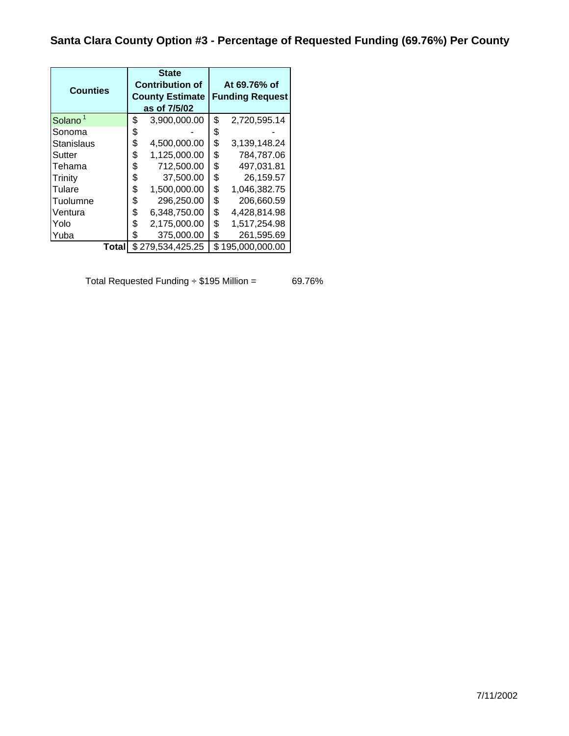## Santa Clara County Option #3 - Percentage of Requested Funding (69.76%) Per County

| Counties | State Contribution of County Estimate as of 7/5/02 | At 69.76% of Funding Request |
|---|---|---|
| Solano[1] | $ 3,900,000.00 | $ 2,720,595.14 |
| Sonoma | $ - | $ - |
| Stanislaus | $ 4,500,000.00 | $ 3,139,148.24 |
| Sutter | $ 1,125,000.00 | $ 784,787.06 |
| Tehama | $ 712,500.00 | $ 497,031.81 |
| Trinity | $ 37,500.00 | $ 26,159.57 |
| Tulare | $ 1,500,000.00 | $ 1,046,382.75 |
| Tuolumne | $ 296,250.00 | $ 206,660.59 |
| Ventura | $ 6,348,750.00 | $ 4,428,814.98 |
| Yolo | $ 2,175,000.00 | $ 1,517,254.98 |
| Yuba | $ 375,000.00 | $ 261,595.69 |
| **Total** | $ 279,534,425.25 | $ 195,000,000.00 |

Total Requested Funding ÷ $195 Million = 69.76%

7/11/2002